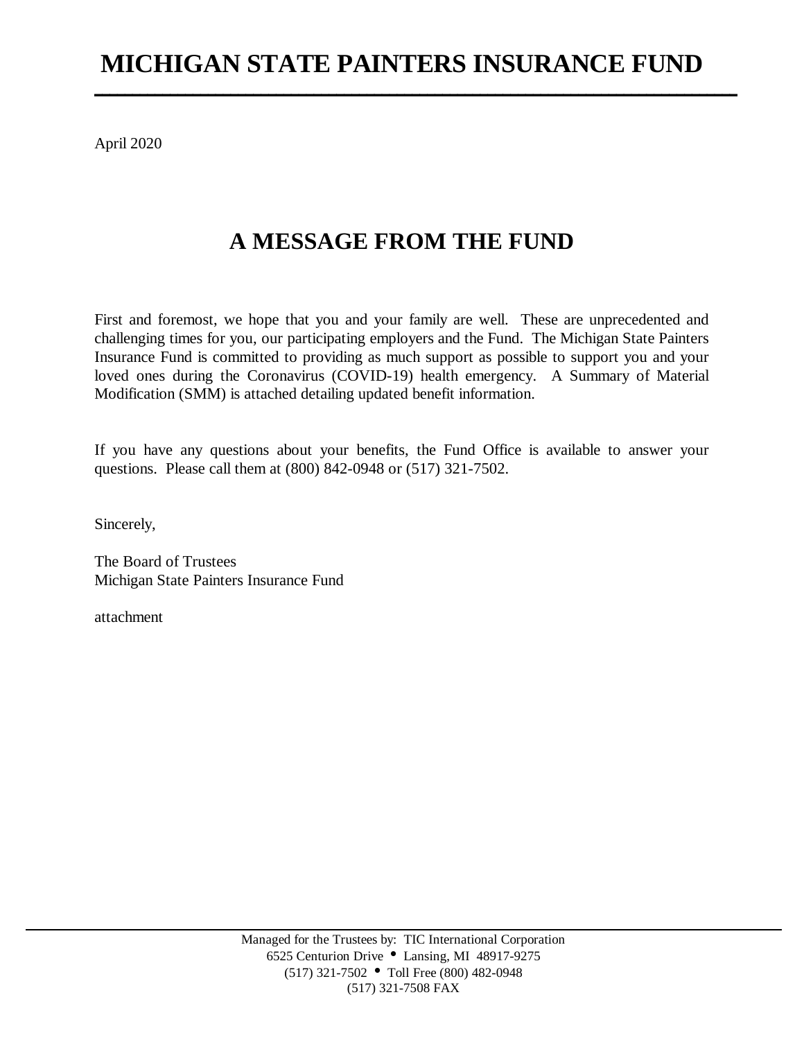# MICHIGAN STATE PAINTERS INSURANCE FUND

April 2020

## A MESSAGE FROM THE FUND

First and foremost, we hope that you and your family are well. These are unprecedented and challenging times for you, our participating employers and the Fund. The Michigan State Painters Insurance Fund is committed to providing as much support as possible to support you and your loved ones during the Coronavirus (COVID-19) health emergency. A Summary of Material Modification (SMM) is attached detailing updated benefit information.

If you have any questions about your benefits, the Fund Office is available to answer your questions. Please call them at (800) 842-0948 or (517) 321-7502.

Sincerely,

The Board of Trustees
Michigan State Painters Insurance Fund

attachment

Managed for the Trustees by: TIC International Corporation
6525 Centurion Drive • Lansing, MI 48917-9275
(517) 321-7502 • Toll Free (800) 482-0948
(517) 321-7508 FAX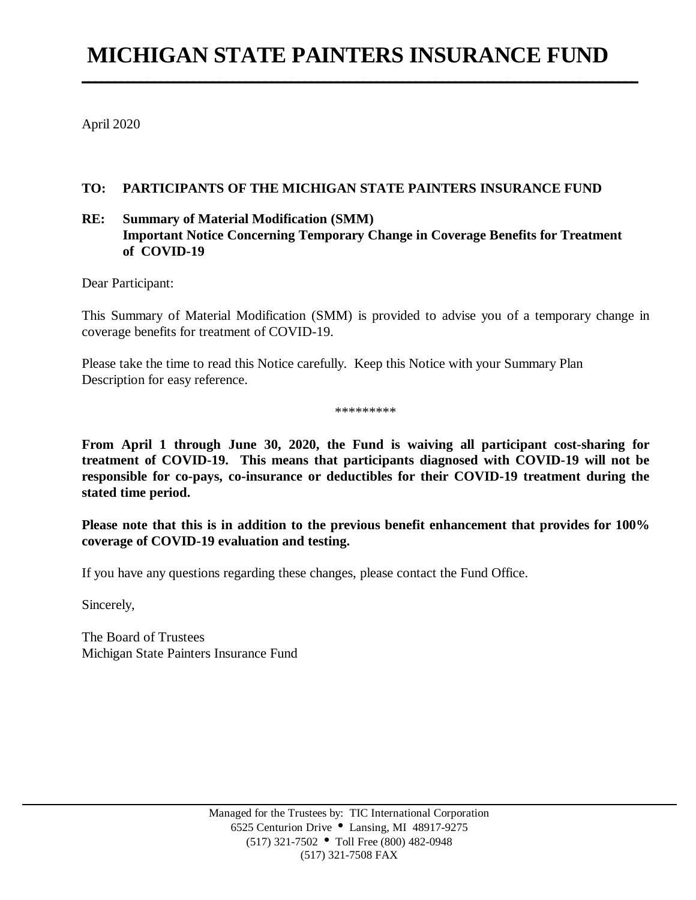# MICHIGAN STATE PAINTERS INSURANCE FUND

April 2020

**TO: PARTICIPANTS OF THE MICHIGAN STATE PAINTERS INSURANCE FUND**

**RE: Summary of Material Modification (SMM)**
**Important Notice Concerning Temporary Change in Coverage Benefits for Treatment of COVID-19**

Dear Participant:

This Summary of Material Modification (SMM) is provided to advise you of a temporary change in coverage benefits for treatment of COVID-19.

Please take the time to read this Notice carefully. Keep this Notice with your Summary Plan Description for easy reference.

*********

**From April 1 through June 30, 2020, the Fund is waiving all participant cost-sharing for treatment of COVID-19. This means that participants diagnosed with COVID-19 will not be responsible for co-pays, co-insurance or deductibles for their COVID-19 treatment during the stated time period.**

**Please note that this is in addition to the previous benefit enhancement that provides for 100% coverage of COVID-19 evaluation and testing.**

If you have any questions regarding these changes, please contact the Fund Office.

Sincerely,

The Board of Trustees
Michigan State Painters Insurance Fund

Managed for the Trustees by: TIC International Corporation
6525 Centurion Drive • Lansing, MI 48917-9275
(517) 321-7502 • Toll Free (800) 482-0948
(517) 321-7508 FAX